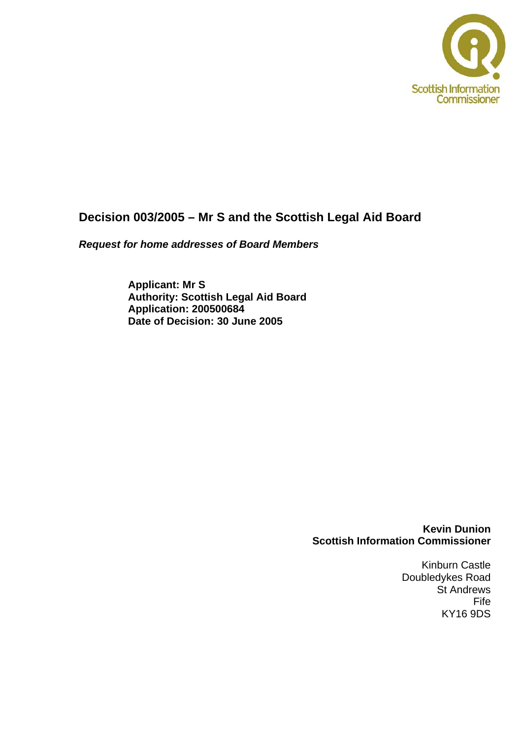Scottish Information Commissioner

# Decision 003/2005 – Mr S and the Scottish Legal Aid Board

***Request for home addresses of Board Members***

**Applicant: Mr S**
**Authority: Scottish Legal Aid Board**
**Application: 200500684**
**Date of Decision: 30 June 2005**

**Kevin Dunion**
**Scottish Information Commissioner**

Kinburn Castle
Doubledykes Road
St Andrews
Fife
KY16 9DS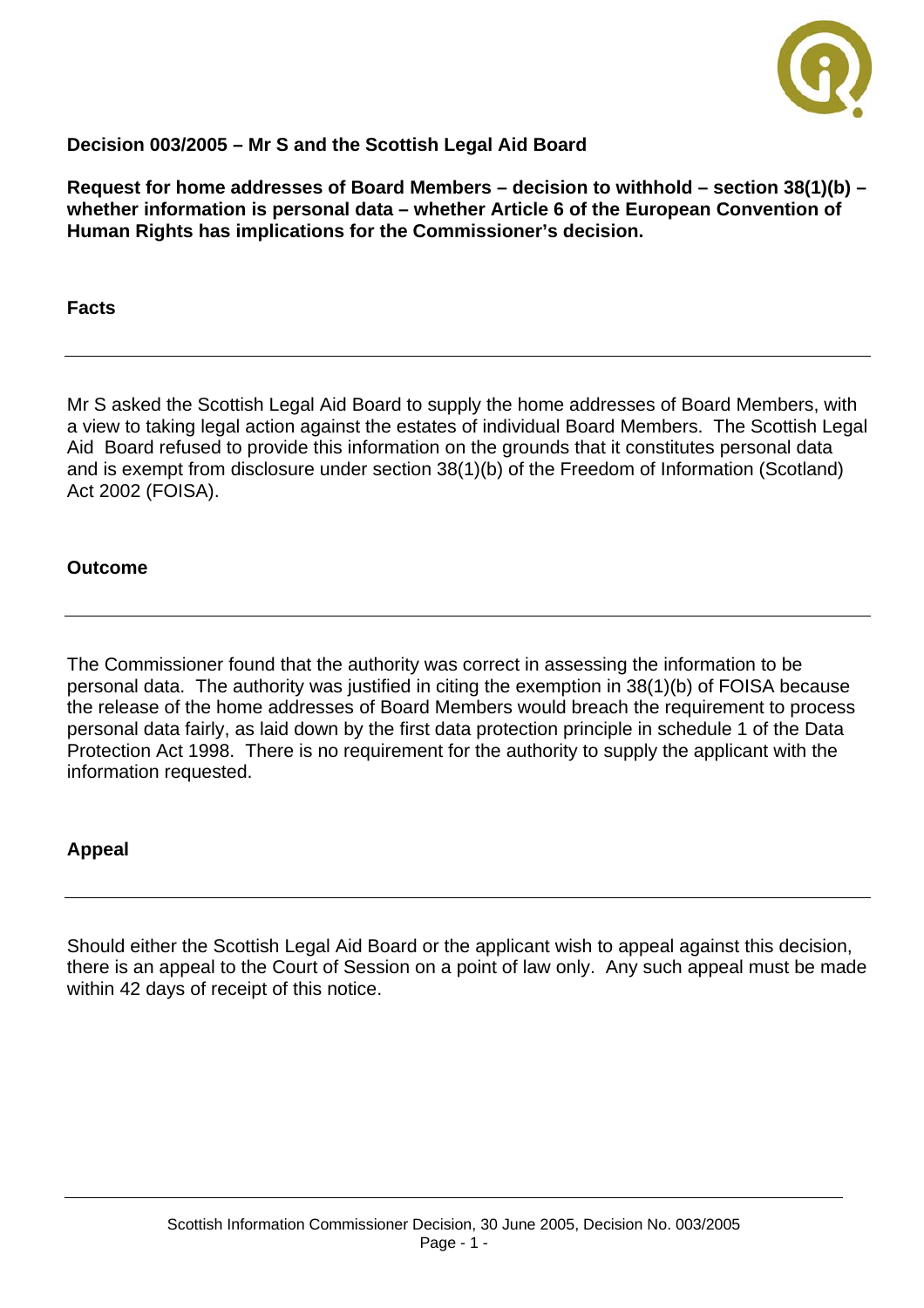**Decision 003/2005 – Mr S and the Scottish Legal Aid Board**

**Request for home addresses of Board Members – decision to withhold – section 38(1)(b) – whether information is personal data – whether Article 6 of the European Convention of Human Rights has implications for the Commissioner's decision.**

**Facts**

Mr S asked the Scottish Legal Aid Board to supply the home addresses of Board Members, with a view to taking legal action against the estates of individual Board Members. The Scottish Legal Aid Board refused to provide this information on the grounds that it constitutes personal data and is exempt from disclosure under section 38(1)(b) of the Freedom of Information (Scotland) Act 2002 (FOISA).

**Outcome**

The Commissioner found that the authority was correct in assessing the information to be personal data. The authority was justified in citing the exemption in 38(1)(b) of FOISA because the release of the home addresses of Board Members would breach the requirement to process personal data fairly, as laid down by the first data protection principle in schedule 1 of the Data Protection Act 1998. There is no requirement for the authority to supply the applicant with the information requested.

**Appeal**

Should either the Scottish Legal Aid Board or the applicant wish to appeal against this decision, there is an appeal to the Court of Session on a point of law only. Any such appeal must be made within 42 days of receipt of this notice.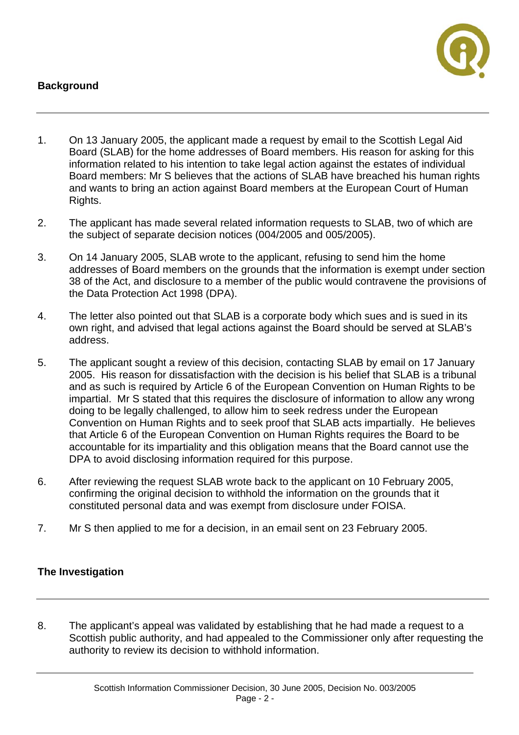## Background

1. On 13 January 2005, the applicant made a request by email to the Scottish Legal Aid Board (SLAB) for the home addresses of Board members. His reason for asking for this information related to his intention to take legal action against the estates of individual Board members: Mr S believes that the actions of SLAB have breached his human rights and wants to bring an action against Board members at the European Court of Human Rights.

2. The applicant has made several related information requests to SLAB, two of which are the subject of separate decision notices (004/2005 and 005/2005).

3. On 14 January 2005, SLAB wrote to the applicant, refusing to send him the home addresses of Board members on the grounds that the information is exempt under section 38 of the Act, and disclosure to a member of the public would contravene the provisions of the Data Protection Act 1998 (DPA).

4. The letter also pointed out that SLAB is a corporate body which sues and is sued in its own right, and advised that legal actions against the Board should be served at SLAB's address.

5. The applicant sought a review of this decision, contacting SLAB by email on 17 January 2005. His reason for dissatisfaction with the decision is his belief that SLAB is a tribunal and as such is required by Article 6 of the European Convention on Human Rights to be impartial. Mr S stated that this requires the disclosure of information to allow any wrong doing to be legally challenged, to allow him to seek redress under the European Convention on Human Rights and to seek proof that SLAB acts impartially. He believes that Article 6 of the European Convention on Human Rights requires the Board to be accountable for its impartiality and this obligation means that the Board cannot use the DPA to avoid disclosing information required for this purpose.

6. After reviewing the request SLAB wrote back to the applicant on 10 February 2005, confirming the original decision to withhold the information on the grounds that it constituted personal data and was exempt from disclosure under FOISA.

7. Mr S then applied to me for a decision, in an email sent on 23 February 2005.

## The Investigation

8. The applicant's appeal was validated by establishing that he had made a request to a Scottish public authority, and had appealed to the Commissioner only after requesting the authority to review its decision to withhold information.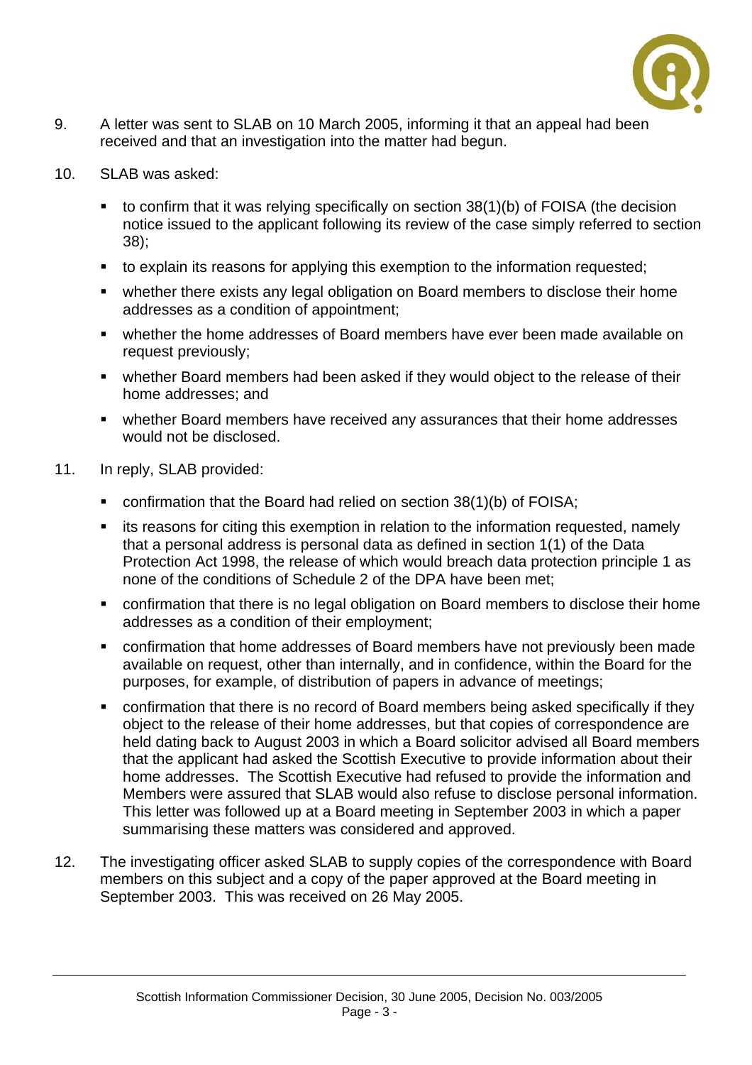9. A letter was sent to SLAB on 10 March 2005, informing it that an appeal had been received and that an investigation into the matter had begun.

10. SLAB was asked:

    - to confirm that it was relying specifically on section 38(1)(b) of FOISA (the decision notice issued to the applicant following its review of the case simply referred to section 38);
    - to explain its reasons for applying this exemption to the information requested;
    - whether there exists any legal obligation on Board members to disclose their home addresses as a condition of appointment;
    - whether the home addresses of Board members have ever been made available on request previously;
    - whether Board members had been asked if they would object to the release of their home addresses; and
    - whether Board members have received any assurances that their home addresses would not be disclosed.

11. In reply, SLAB provided:

    - confirmation that the Board had relied on section 38(1)(b) of FOISA;
    - its reasons for citing this exemption in relation to the information requested, namely that a personal address is personal data as defined in section 1(1) of the Data Protection Act 1998, the release of which would breach data protection principle 1 as none of the conditions of Schedule 2 of the DPA have been met;
    - confirmation that there is no legal obligation on Board members to disclose their home addresses as a condition of their employment;
    - confirmation that home addresses of Board members have not previously been made available on request, other than internally, and in confidence, within the Board for the purposes, for example, of distribution of papers in advance of meetings;
    - confirmation that there is no record of Board members being asked specifically if they object to the release of their home addresses, but that copies of correspondence are held dating back to August 2003 in which a Board solicitor advised all Board members that the applicant had asked the Scottish Executive to provide information about their home addresses. The Scottish Executive had refused to provide the information and Members were assured that SLAB would also refuse to disclose personal information. This letter was followed up at a Board meeting in September 2003 in which a paper summarising these matters was considered and approved.

12. The investigating officer asked SLAB to supply copies of the correspondence with Board members on this subject and a copy of the paper approved at the Board meeting in September 2003. This was received on 26 May 2005.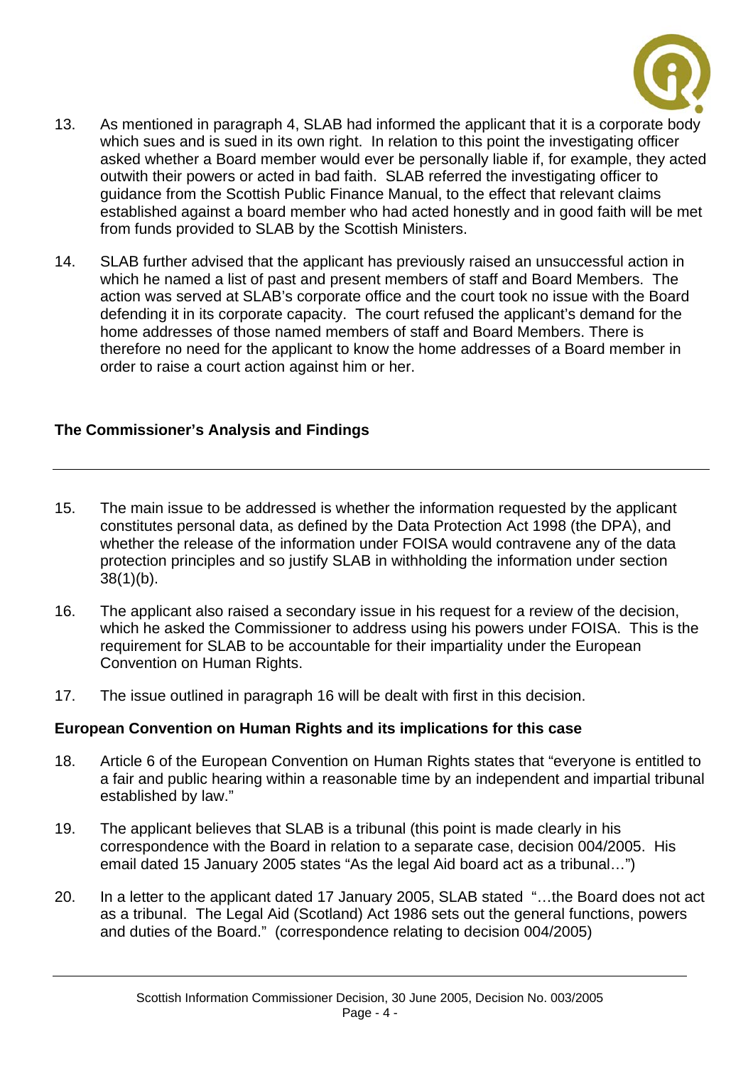13. As mentioned in paragraph 4, SLAB had informed the applicant that it is a corporate body which sues and is sued in its own right. In relation to this point the investigating officer asked whether a Board member would ever be personally liable if, for example, they acted outwith their powers or acted in bad faith. SLAB referred the investigating officer to guidance from the Scottish Public Finance Manual, to the effect that relevant claims established against a board member who had acted honestly and in good faith will be met from funds provided to SLAB by the Scottish Ministers.

14. SLAB further advised that the applicant has previously raised an unsuccessful action in which he named a list of past and present members of staff and Board Members. The action was served at SLAB's corporate office and the court took no issue with the Board defending it in its corporate capacity. The court refused the applicant's demand for the home addresses of those named members of staff and Board Members. There is therefore no need for the applicant to know the home addresses of a Board member in order to raise a court action against him or her.

## The Commissioner's Analysis and Findings

15. The main issue to be addressed is whether the information requested by the applicant constitutes personal data, as defined by the Data Protection Act 1998 (the DPA), and whether the release of the information under FOISA would contravene any of the data protection principles and so justify SLAB in withholding the information under section 38(1)(b).

16. The applicant also raised a secondary issue in his request for a review of the decision, which he asked the Commissioner to address using his powers under FOISA. This is the requirement for SLAB to be accountable for their impartiality under the European Convention on Human Rights.

17. The issue outlined in paragraph 16 will be dealt with first in this decision.

### European Convention on Human Rights and its implications for this case

18. Article 6 of the European Convention on Human Rights states that "everyone is entitled to a fair and public hearing within a reasonable time by an independent and impartial tribunal established by law."

19. The applicant believes that SLAB is a tribunal (this point is made clearly in his correspondence with the Board in relation to a separate case, decision 004/2005. His email dated 15 January 2005 states "As the legal Aid board act as a tribunal…")

20. In a letter to the applicant dated 17 January 2005, SLAB stated "…the Board does not act as a tribunal. The Legal Aid (Scotland) Act 1986 sets out the general functions, powers and duties of the Board." (correspondence relating to decision 004/2005)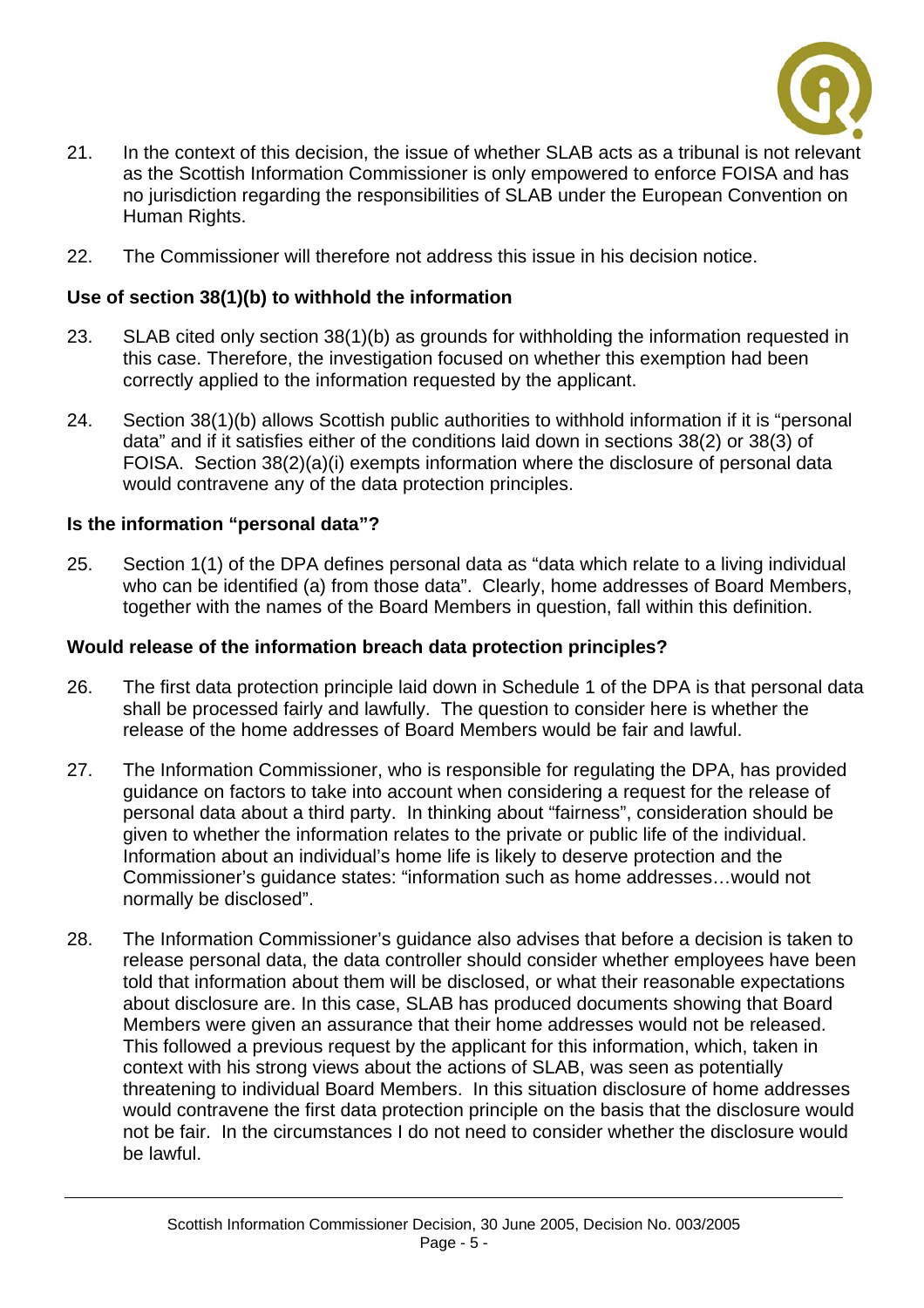21. In the context of this decision, the issue of whether SLAB acts as a tribunal is not relevant as the Scottish Information Commissioner is only empowered to enforce FOISA and has no jurisdiction regarding the responsibilities of SLAB under the European Convention on Human Rights.

22. The Commissioner will therefore not address this issue in his decision notice.

**Use of section 38(1)(b) to withhold the information**

23. SLAB cited only section 38(1)(b) as grounds for withholding the information requested in this case. Therefore, the investigation focused on whether this exemption had been correctly applied to the information requested by the applicant.

24. Section 38(1)(b) allows Scottish public authorities to withhold information if it is "personal data" and if it satisfies either of the conditions laid down in sections 38(2) or 38(3) of FOISA. Section 38(2)(a)(i) exempts information where the disclosure of personal data would contravene any of the data protection principles.

**Is the information "personal data"?**

25. Section 1(1) of the DPA defines personal data as "data which relate to a living individual who can be identified (a) from those data". Clearly, home addresses of Board Members, together with the names of the Board Members in question, fall within this definition.

**Would release of the information breach data protection principles?**

26. The first data protection principle laid down in Schedule 1 of the DPA is that personal data shall be processed fairly and lawfully. The question to consider here is whether the release of the home addresses of Board Members would be fair and lawful.

27. The Information Commissioner, who is responsible for regulating the DPA, has provided guidance on factors to take into account when considering a request for the release of personal data about a third party. In thinking about "fairness", consideration should be given to whether the information relates to the private or public life of the individual. Information about an individual's home life is likely to deserve protection and the Commissioner's guidance states: "information such as home addresses…would not normally be disclosed".

28. The Information Commissioner's guidance also advises that before a decision is taken to release personal data, the data controller should consider whether employees have been told that information about them will be disclosed, or what their reasonable expectations about disclosure are. In this case, SLAB has produced documents showing that Board Members were given an assurance that their home addresses would not be released. This followed a previous request by the applicant for this information, which, taken in context with his strong views about the actions of SLAB, was seen as potentially threatening to individual Board Members. In this situation disclosure of home addresses would contravene the first data protection principle on the basis that the disclosure would not be fair. In the circumstances I do not need to consider whether the disclosure would be lawful.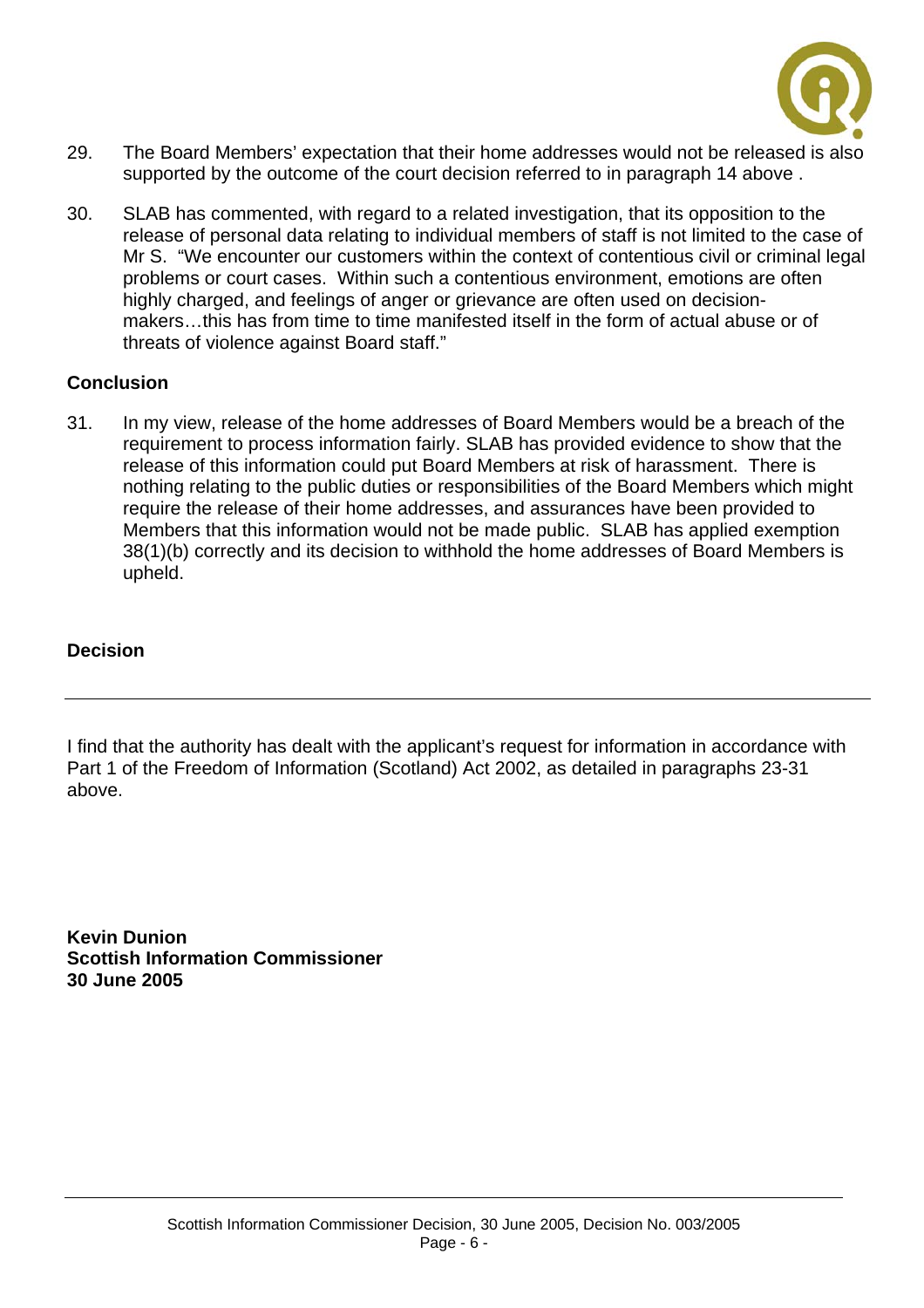29. The Board Members' expectation that their home addresses would not be released is also supported by the outcome of the court decision referred to in paragraph 14 above .

30. SLAB has commented, with regard to a related investigation, that its opposition to the release of personal data relating to individual members of staff is not limited to the case of Mr S. "We encounter our customers within the context of contentious civil or criminal legal problems or court cases. Within such a contentious environment, emotions are often highly charged, and feelings of anger or grievance are often used on decision-makers…this has from time to time manifested itself in the form of actual abuse or of threats of violence against Board staff."

### Conclusion

31. In my view, release of the home addresses of Board Members would be a breach of the requirement to process information fairly. SLAB has provided evidence to show that the release of this information could put Board Members at risk of harassment. There is nothing relating to the public duties or responsibilities of the Board Members which might require the release of their home addresses, and assurances have been provided to Members that this information would not be made public. SLAB has applied exemption 38(1)(b) correctly and its decision to withhold the home addresses of Board Members is upheld.

## Decision

---

I find that the authority has dealt with the applicant's request for information in accordance with Part 1 of the Freedom of Information (Scotland) Act 2002, as detailed in paragraphs 23-31 above.

**Kevin Dunion**
**Scottish Information Commissioner**
**30 June 2005**